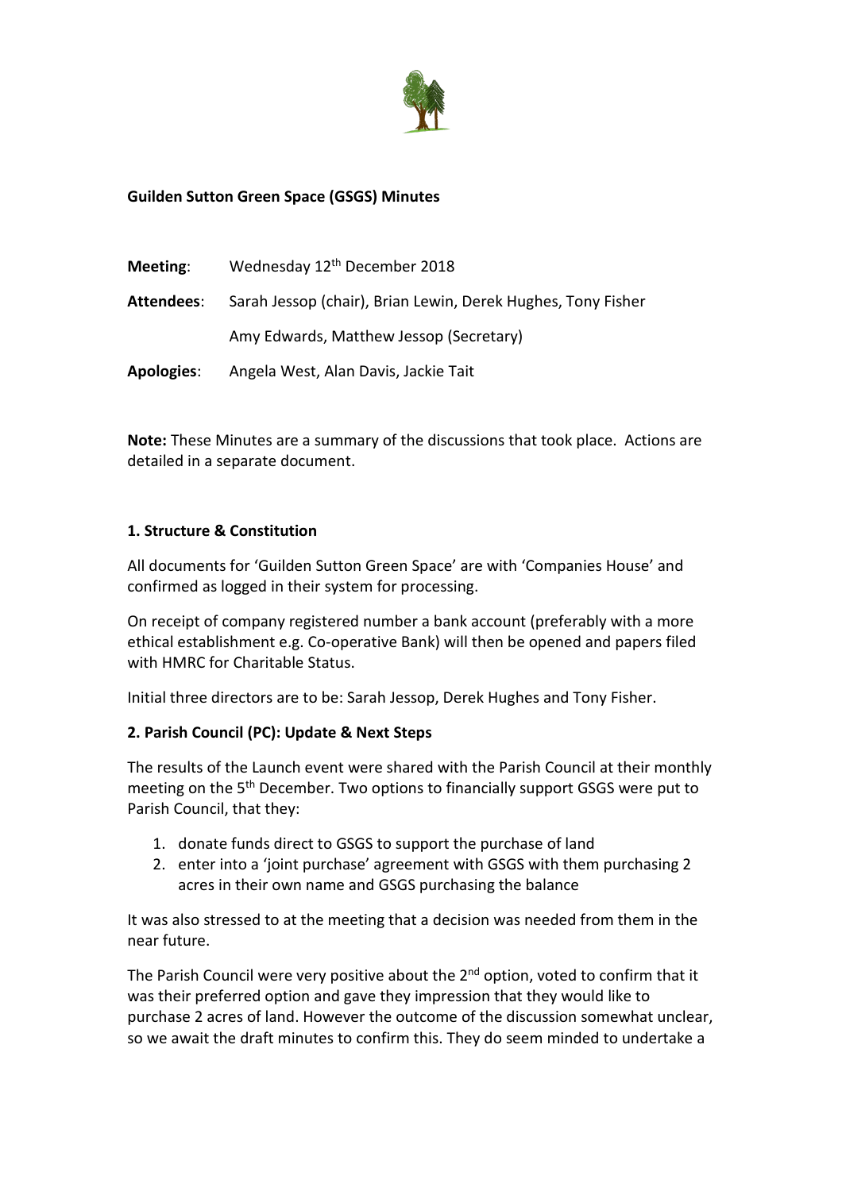**Guilden Sutton Green Space (GSGS) Minutes**

**Meeting**: Wednesday 12th December 2018

**Attendees**: Sarah Jessop (chair), Brian Lewin, Derek Hughes, Tony Fisher

Amy Edwards, Matthew Jessop (Secretary)

**Apologies**: Angela West, Alan Davis, Jackie Tait

**Note:** These Minutes are a summary of the discussions that took place. Actions are detailed in a separate document.

**1. Structure & Constitution**

All documents for 'Guilden Sutton Green Space' are with 'Companies House' and confirmed as logged in their system for processing.

On receipt of company registered number a bank account (preferably with a more ethical establishment e.g. Co-operative Bank) will then be opened and papers filed with HMRC for Charitable Status.

Initial three directors are to be: Sarah Jessop, Derek Hughes and Tony Fisher.

**2. Parish Council (PC): Update & Next Steps**

The results of the Launch event were shared with the Parish Council at their monthly meeting on the 5th December. Two options to financially support GSGS were put to Parish Council, that they:

1. donate funds direct to GSGS to support the purchase of land
2. enter into a 'joint purchase' agreement with GSGS with them purchasing 2 acres in their own name and GSGS purchasing the balance

It was also stressed to at the meeting that a decision was needed from them in the near future.

The Parish Council were very positive about the 2nd option, voted to confirm that it was their preferred option and gave they impression that they would like to purchase 2 acres of land. However the outcome of the discussion somewhat unclear, so we await the draft minutes to confirm this. They do seem minded to undertake a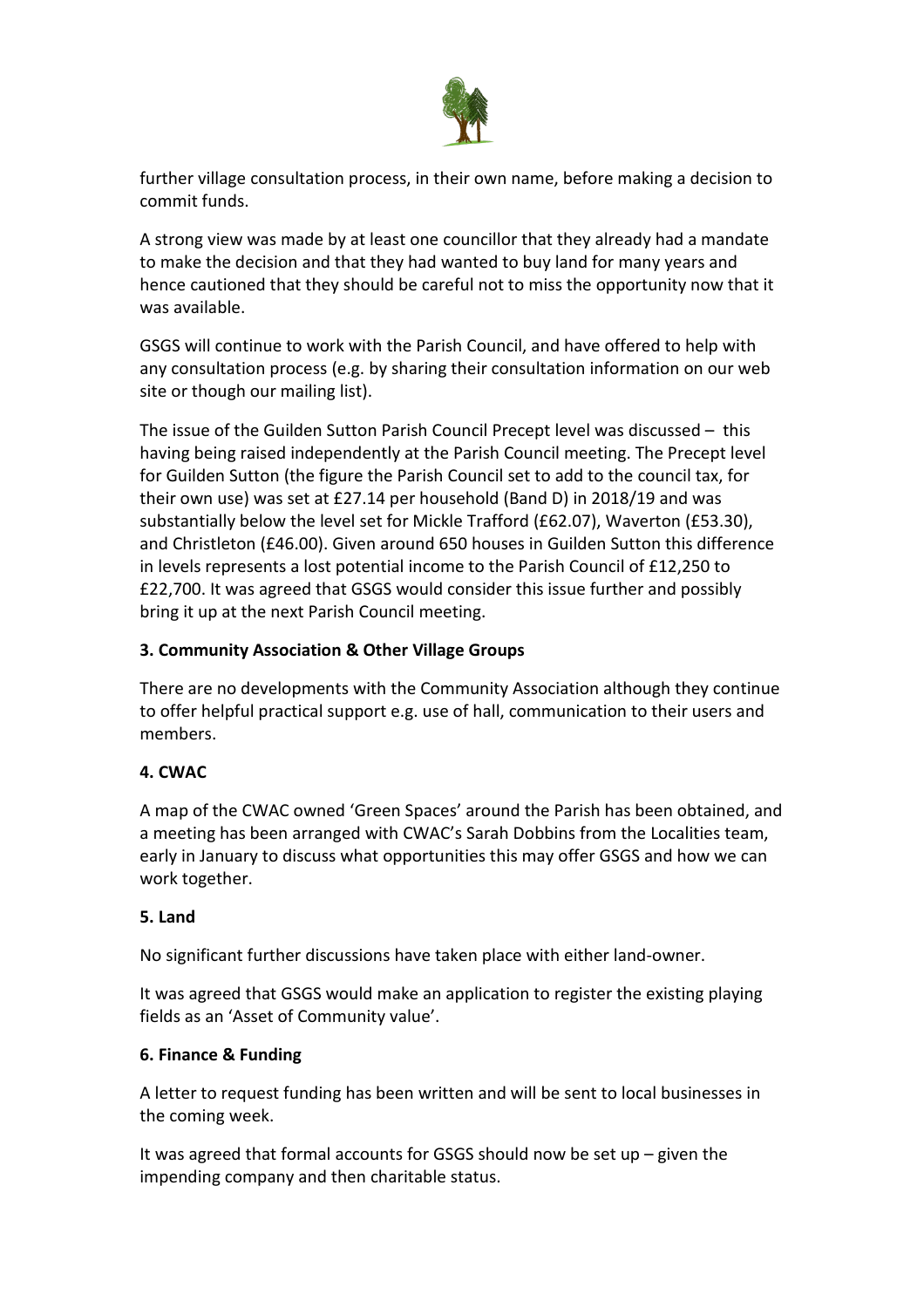further village consultation process, in their own name, before making a decision to commit funds.

A strong view was made by at least one councillor that they already had a mandate to make the decision and that they had wanted to buy land for many years and hence cautioned that they should be careful not to miss the opportunity now that it was available.

GSGS will continue to work with the Parish Council, and have offered to help with any consultation process (e.g. by sharing their consultation information on our web site or though our mailing list).

The issue of the Guilden Sutton Parish Council Precept level was discussed – this having being raised independently at the Parish Council meeting. The Precept level for Guilden Sutton (the figure the Parish Council set to add to the council tax, for their own use) was set at £27.14 per household (Band D) in 2018/19 and was substantially below the level set for Mickle Trafford (£62.07), Waverton (£53.30), and Christleton (£46.00). Given around 650 houses in Guilden Sutton this difference in levels represents a lost potential income to the Parish Council of £12,250 to £22,700. It was agreed that GSGS would consider this issue further and possibly bring it up at the next Parish Council meeting.

**3. Community Association & Other Village Groups**

There are no developments with the Community Association although they continue to offer helpful practical support e.g. use of hall, communication to their users and members.

**4. CWAC**

A map of the CWAC owned 'Green Spaces' around the Parish has been obtained, and a meeting has been arranged with CWAC's Sarah Dobbins from the Localities team, early in January to discuss what opportunities this may offer GSGS and how we can work together.

**5. Land**

No significant further discussions have taken place with either land-owner.

It was agreed that GSGS would make an application to register the existing playing fields as an 'Asset of Community value'.

**6. Finance & Funding**

A letter to request funding has been written and will be sent to local businesses in the coming week.

It was agreed that formal accounts for GSGS should now be set up – given the impending company and then charitable status.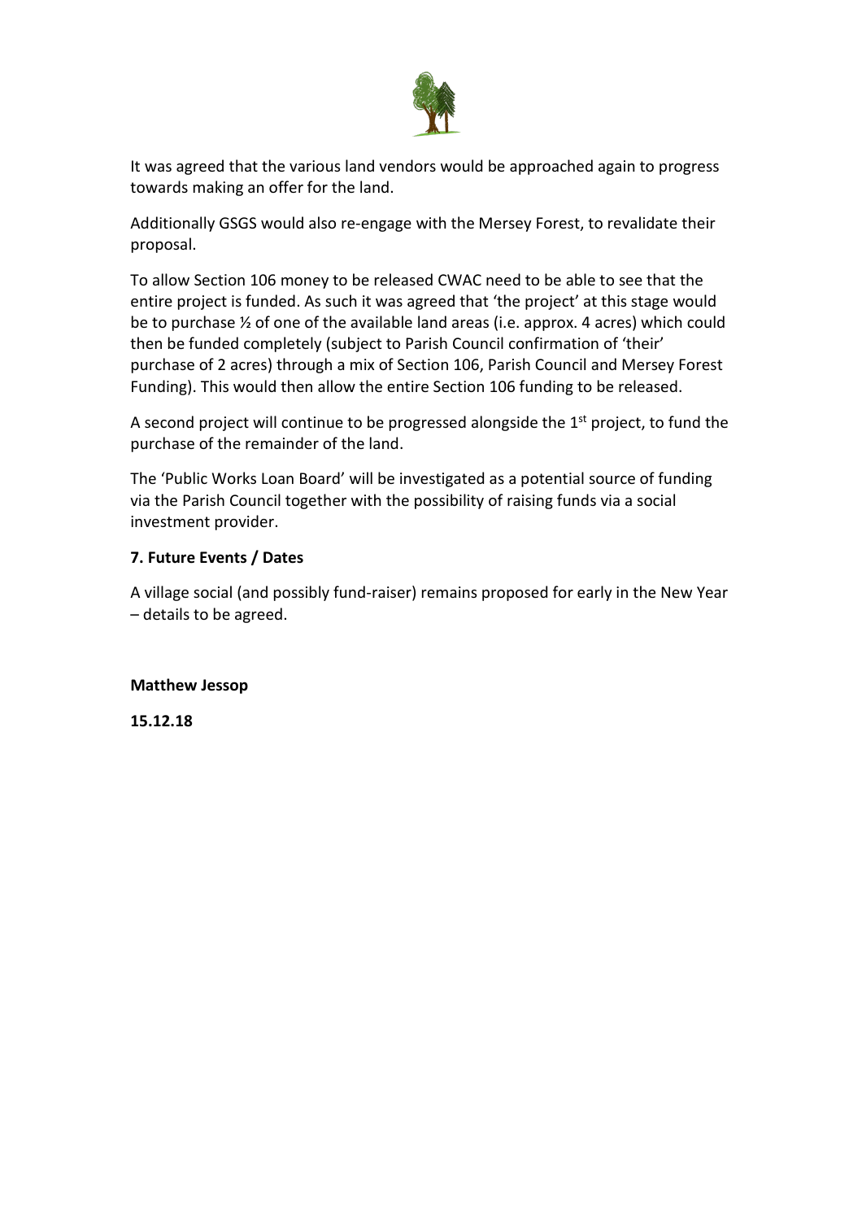It was agreed that the various land vendors would be approached again to progress towards making an offer for the land.

Additionally GSGS would also re-engage with the Mersey Forest, to revalidate their proposal.

To allow Section 106 money to be released CWAC need to be able to see that the entire project is funded. As such it was agreed that 'the project' at this stage would be to purchase ½ of one of the available land areas (i.e. approx. 4 acres) which could then be funded completely (subject to Parish Council confirmation of 'their' purchase of 2 acres) through a mix of Section 106, Parish Council and Mersey Forest Funding). This would then allow the entire Section 106 funding to be released.

A second project will continue to be progressed alongside the 1st project, to fund the purchase of the remainder of the land.

The 'Public Works Loan Board' will be investigated as a potential source of funding via the Parish Council together with the possibility of raising funds via a social investment provider.

**7. Future Events / Dates**

A village social (and possibly fund-raiser) remains proposed for early in the New Year – details to be agreed.

**Matthew Jessop**

**15.12.18**